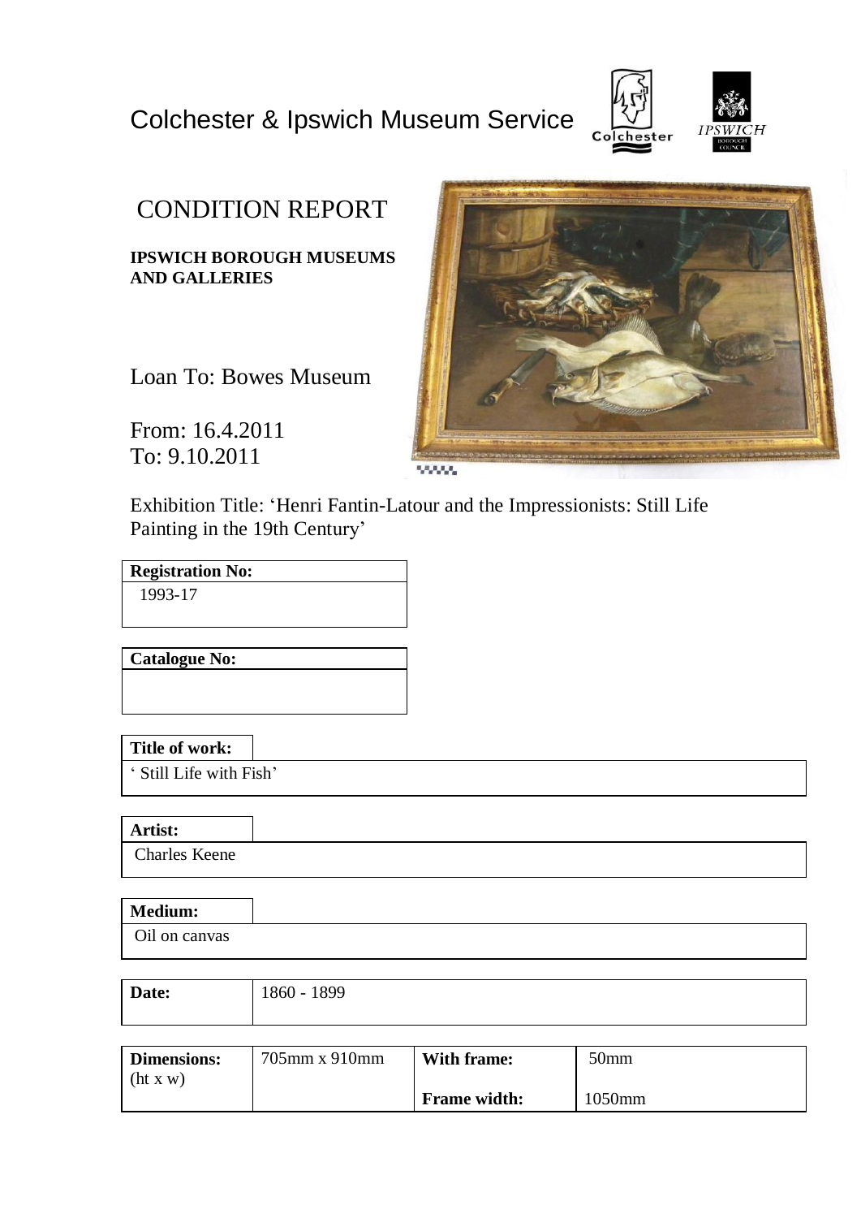Colchester & Ipswich Museum Service

# CONDITION REPORT

**IPSWICH BOROUGH MUSEUMS AND GALLERIES**

Loan To: Bowes Museum

From: 16.4.2011
To: 9.10.2011

Exhibition Title: 'Henri Fantin-Latour and the Impressionists: Still Life Painting in the 19th Century'

| **Registration No:** |
| --- |
| 1993-17 |

| **Catalogue No:** |
| --- |
| |

| **Title of work:** |
| --- |
| ' Still Life with Fish' |

| **Artist:** |
| --- |
| Charles Keene |

| **Medium:** |
| --- |
| Oil on canvas |

| **Date:** | 1860 - 1899 |
| --- | --- |

| **Dimensions:** (ht x w) | 705mm x 910mm | **With frame:** | 50mm |
| --- | --- | --- | --- |
| | | **Frame width:** | 1050mm |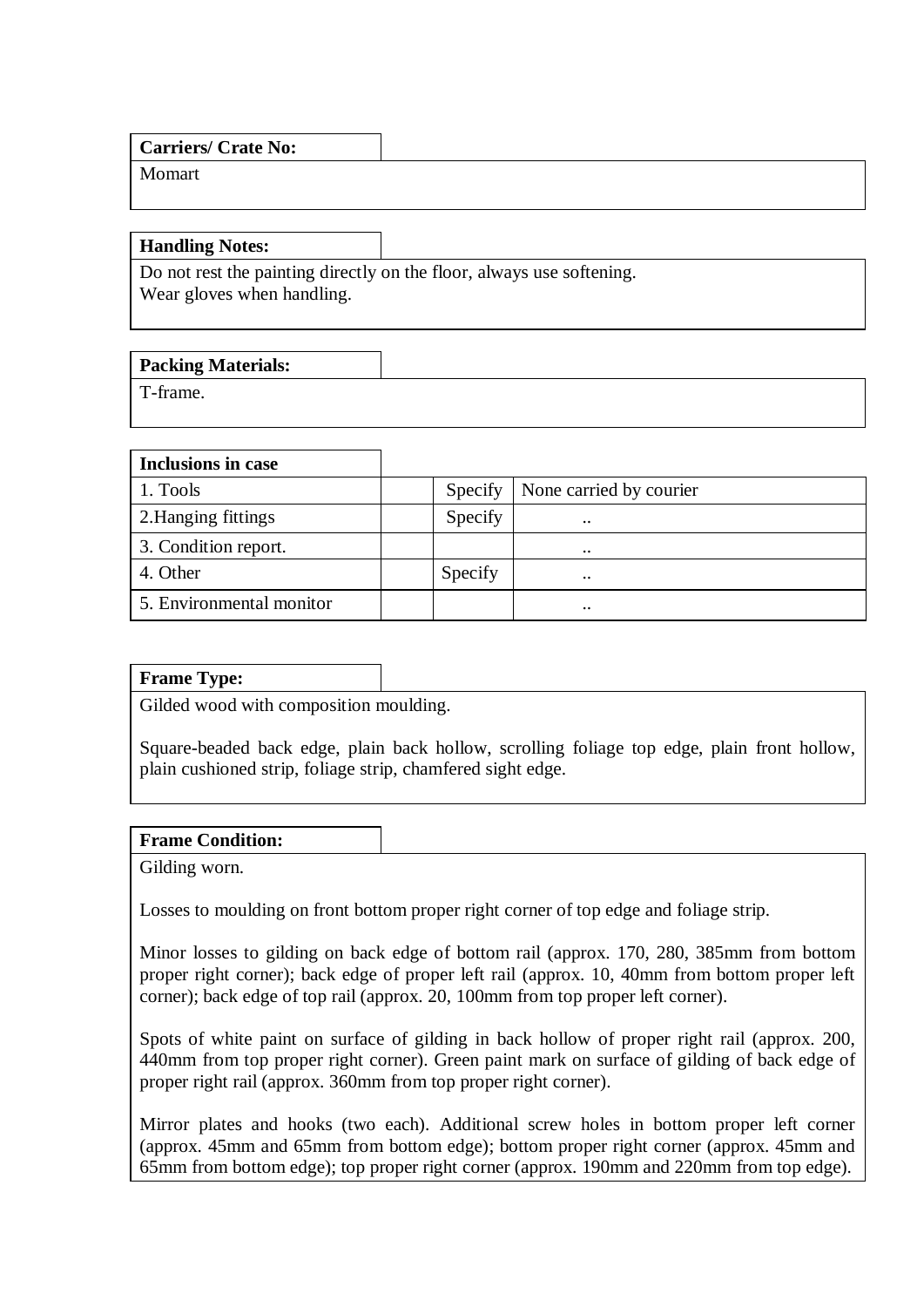**Carriers/ Crate No:**

Momart

**Handling Notes:**

Do not rest the painting directly on the floor, always use softening.
Wear gloves when handling.

**Packing Materials:**

T-frame.

| **Inclusions in case** | | | |
|---|---|---|---|
| 1. Tools | | Specify | None carried by courier |
| 2.Hanging fittings | | Specify | .. |
| 3. Condition report. | | | .. |
| 4. Other | | Specify | .. |
| 5. Environmental monitor | | | .. |

**Frame Type:**

Gilded wood with composition moulding.

Square-beaded back edge, plain back hollow, scrolling foliage top edge, plain front hollow, plain cushioned strip, foliage strip, chamfered sight edge.

**Frame Condition:**

Gilding worn.

Losses to moulding on front bottom proper right corner of top edge and foliage strip.

Minor losses to gilding on back edge of bottom rail (approx. 170, 280, 385mm from bottom proper right corner); back edge of proper left rail (approx. 10, 40mm from bottom proper left corner); back edge of top rail (approx. 20, 100mm from top proper left corner).

Spots of white paint on surface of gilding in back hollow of proper right rail (approx. 200, 440mm from top proper right corner). Green paint mark on surface of gilding of back edge of proper right rail (approx. 360mm from top proper right corner).

Mirror plates and hooks (two each). Additional screw holes in bottom proper left corner (approx. 45mm and 65mm from bottom edge); bottom proper right corner (approx. 45mm and 65mm from bottom edge); top proper right corner (approx. 190mm and 220mm from top edge).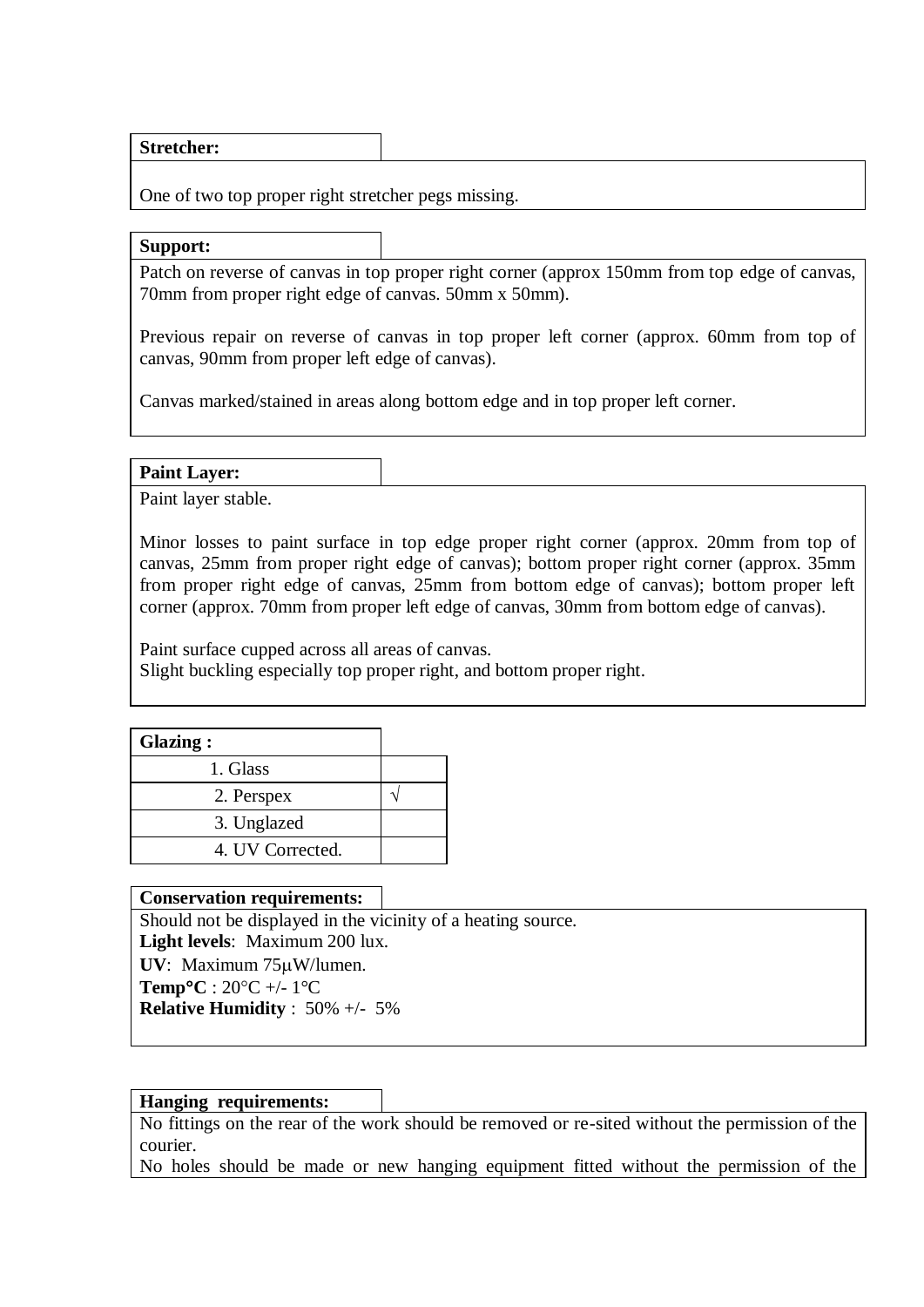**Stretcher:**

One of two top proper right stretcher pegs missing.

**Support:**

Patch on reverse of canvas in top proper right corner (approx 150mm from top edge of canvas, 70mm from proper right edge of canvas. 50mm x 50mm).

Previous repair on reverse of canvas in top proper left corner (approx. 60mm from top of canvas, 90mm from proper left edge of canvas).

Canvas marked/stained in areas along bottom edge and in top proper left corner.

**Paint Layer:**

Paint layer stable.

Minor losses to paint surface in top edge proper right corner (approx. 20mm from top of canvas, 25mm from proper right edge of canvas); bottom proper right corner (approx. 35mm from proper right edge of canvas, 25mm from bottom edge of canvas); bottom proper left corner (approx. 70mm from proper left edge of canvas, 30mm from bottom edge of canvas).

Paint surface cupped across all areas of canvas.
Slight buckling especially top proper right, and bottom proper right.

| **Glazing :** | |
|---|---|
| 1. Glass | |
| 2. Perspex | √ |
| 3. Unglazed | |
| 4. UV Corrected. | |

**Conservation requirements:**

Should not be displayed in the vicinity of a heating source.
**Light levels**: Maximum 200 lux.
**UV**: Maximum 75μW/lumen.
**Temp°C** : 20°C +/- 1°C
**Relative Humidity** : 50% +/- 5%

**Hanging requirements:**

No fittings on the rear of the work should be removed or re-sited without the permission of the courier.
No holes should be made or new hanging equipment fitted without the permission of the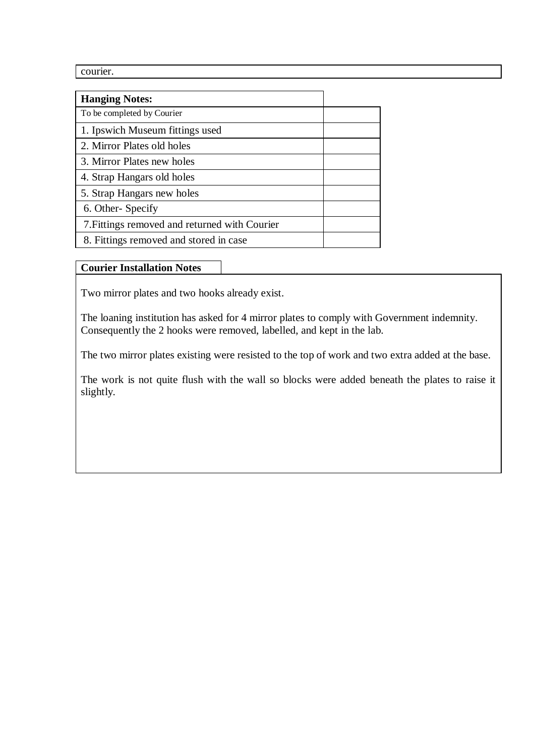courier.

| Hanging Notes: | |
|---|---|
| To be completed by Courier | |
| 1. Ipswich Museum fittings used | |
| 2. Mirror Plates old holes | |
| 3. Mirror Plates new holes | |
| 4. Strap Hangars old holes | |
| 5. Strap Hangars new holes | |
| 6. Other- Specify | |
| 7.Fittings removed and returned with Courier | |
| 8. Fittings removed and stored in case | |

**Courier Installation Notes**

Two mirror plates and two hooks already exist.

The loaning institution has asked for 4 mirror plates to comply with Government indemnity. Consequently the 2 hooks were removed, labelled, and kept in the lab.

The two mirror plates existing were resisted to the top of work and two extra added at the base.

The work is not quite flush with the wall so blocks were added beneath the plates to raise it slightly.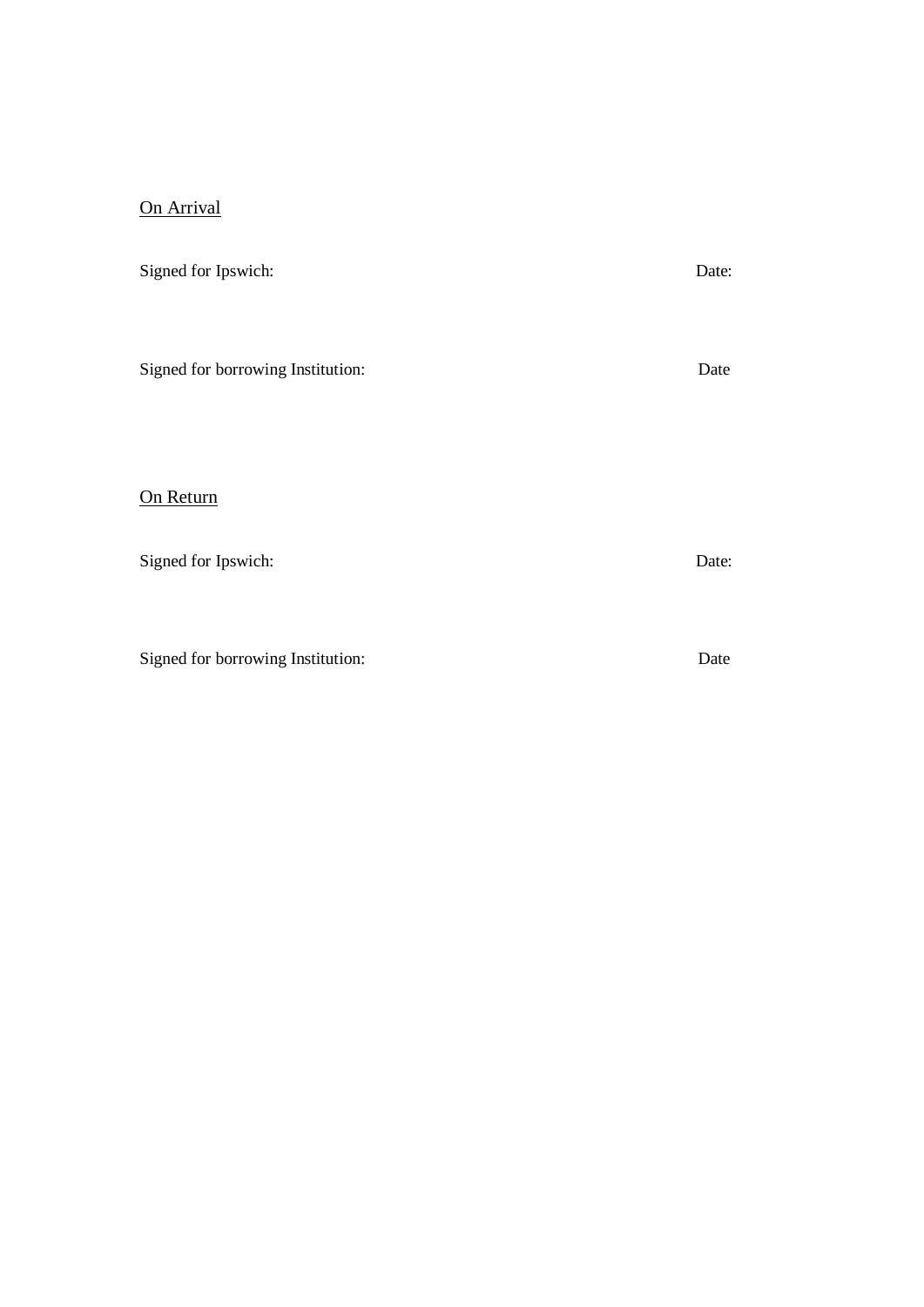<u>On Arrival</u>

Signed for Ipswich: Date:

Signed for borrowing Institution: Date

<u>On Return</u>

Signed for Ipswich: Date:

Signed for borrowing Institution: Date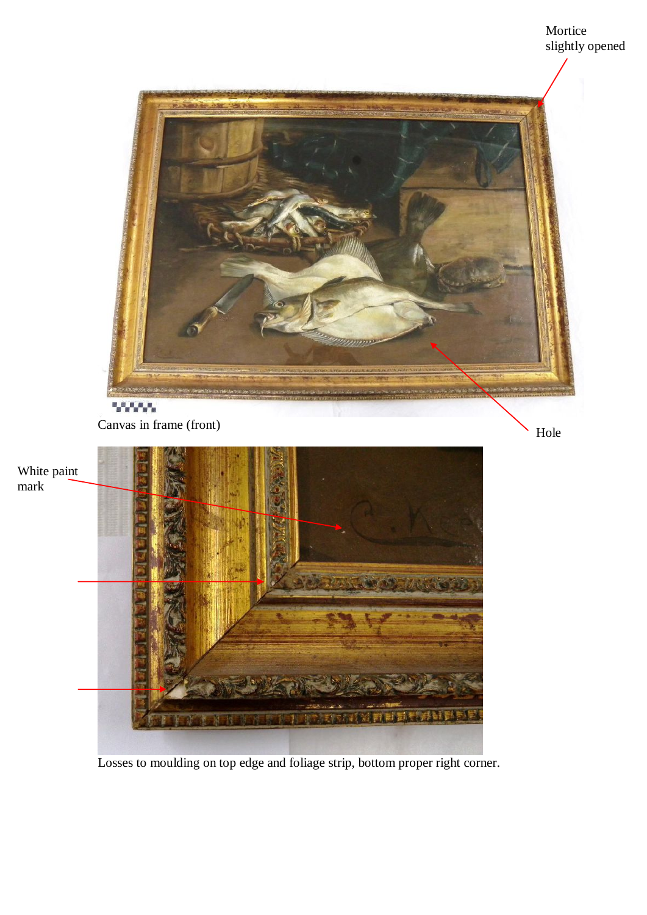Mortice slightly opened

Canvas in frame (front)

Hole

White paint mark

Losses to moulding on top edge and foliage strip, bottom proper right corner.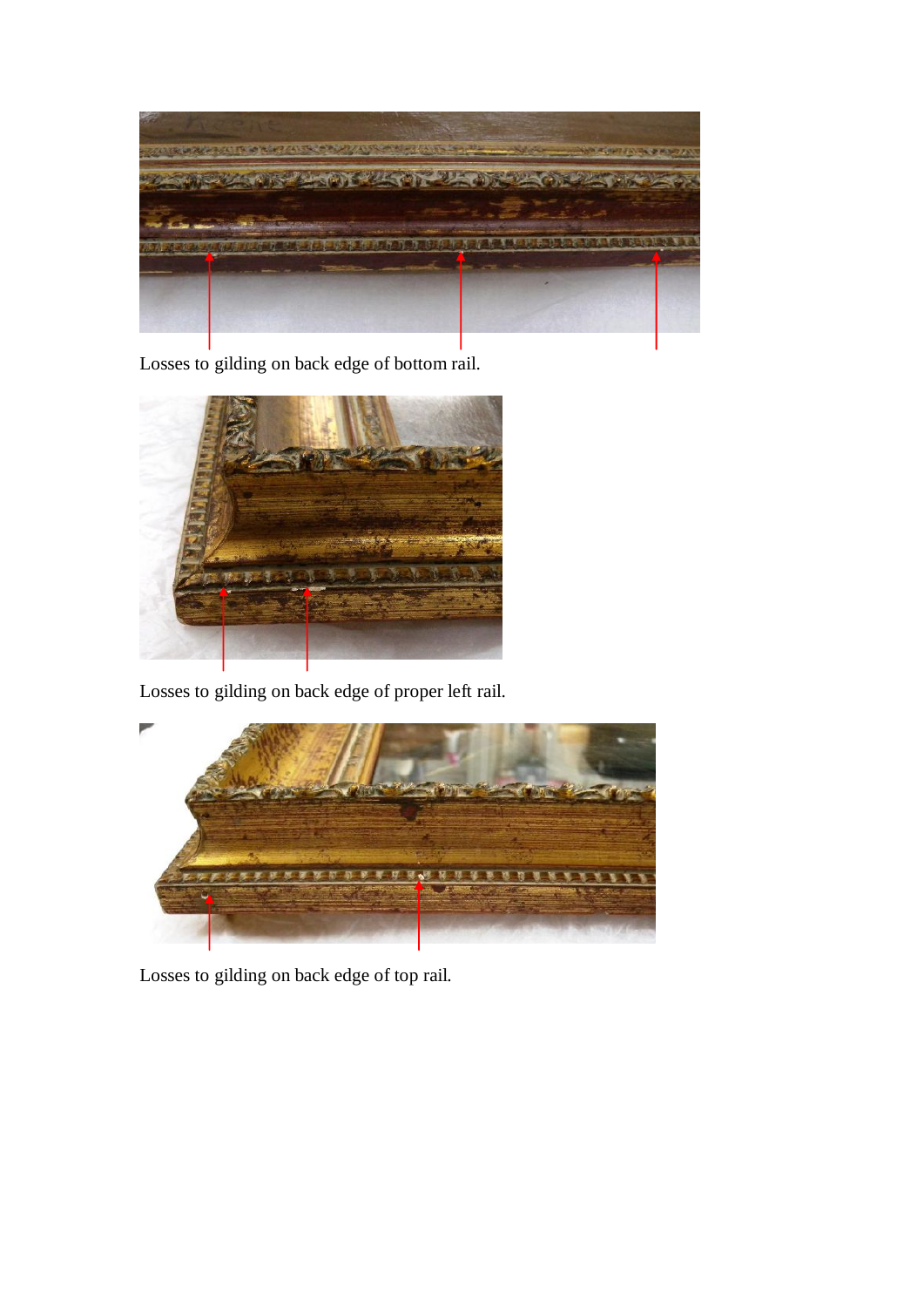Losses to gilding on back edge of bottom rail.

Losses to gilding on back edge of proper left rail.

Losses to gilding on back edge of top rail.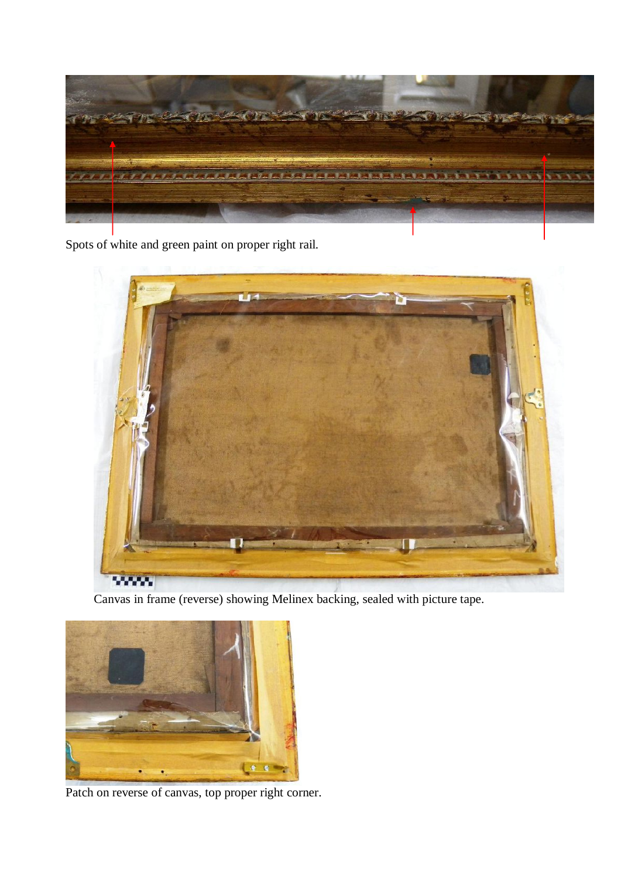Spots of white and green paint on proper right rail.

Canvas in frame (reverse) showing Melinex backing, sealed with picture tape.

Patch on reverse of canvas, top proper right corner.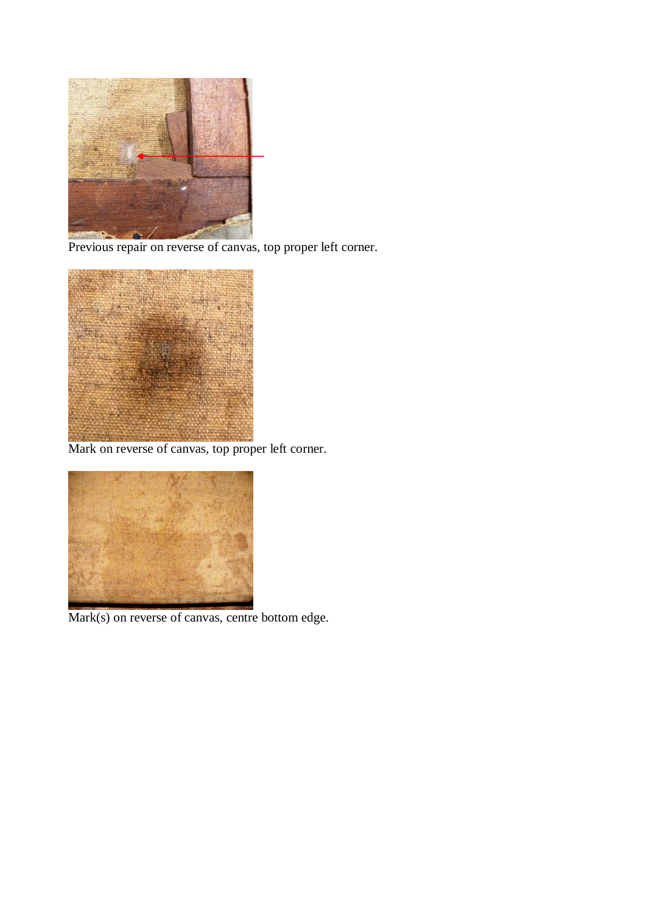Previous repair on reverse of canvas, top proper left corner.

Mark on reverse of canvas, top proper left corner.

Mark(s) on reverse of canvas, centre bottom edge.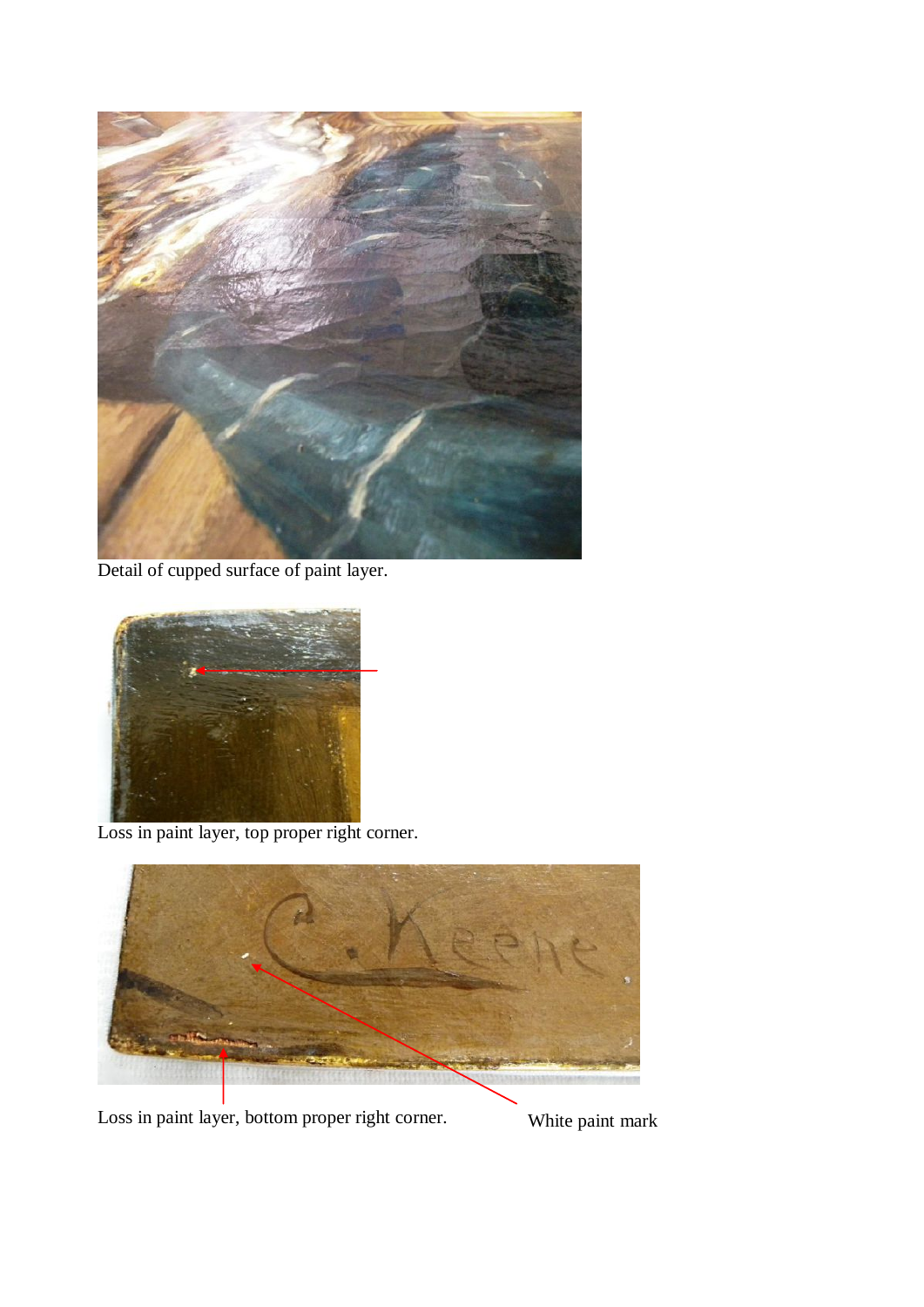Detail of cupped surface of paint layer.

Loss in paint layer, top proper right corner.

Loss in paint layer, bottom proper right corner.

White paint mark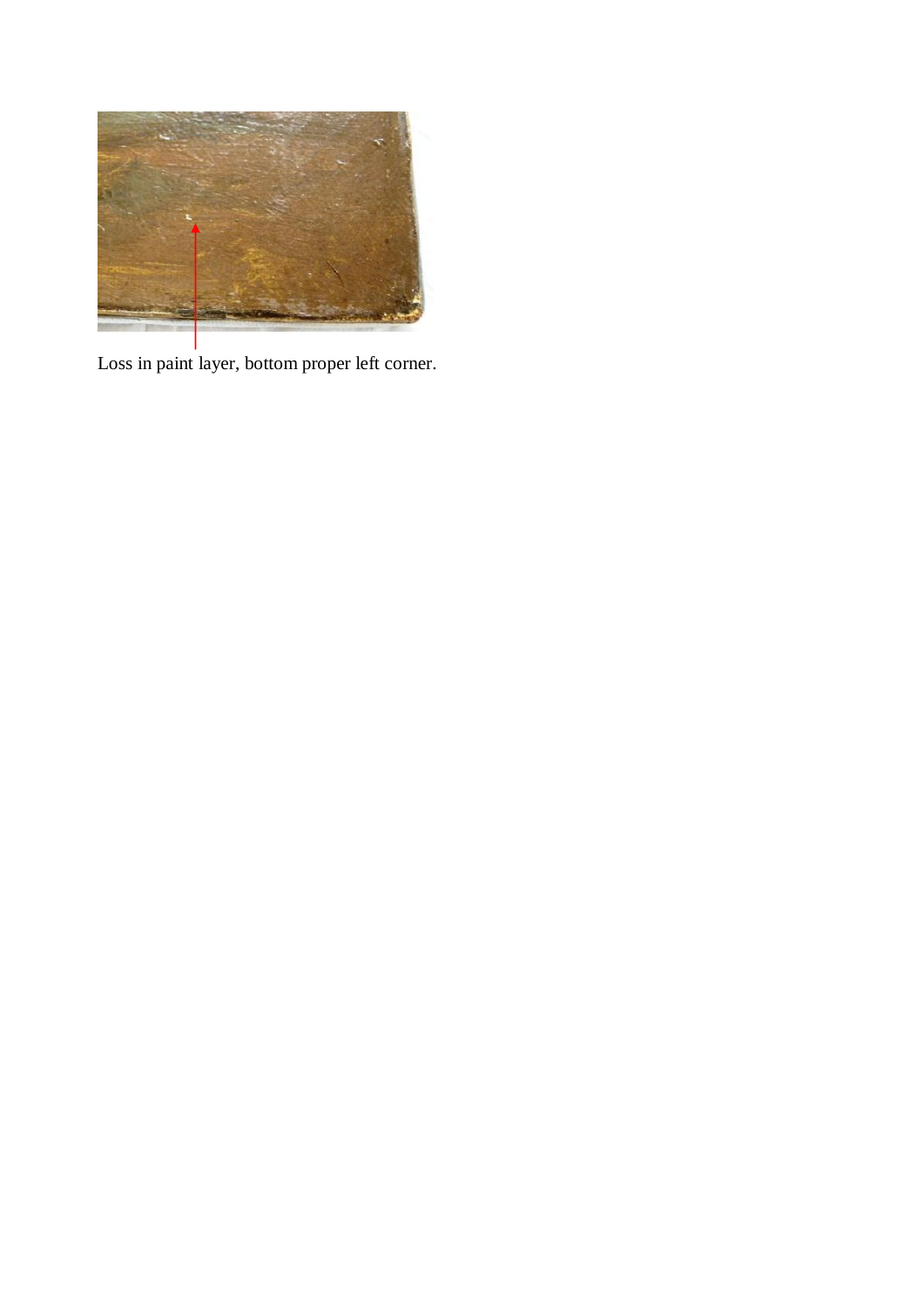Loss in paint layer, bottom proper left corner.